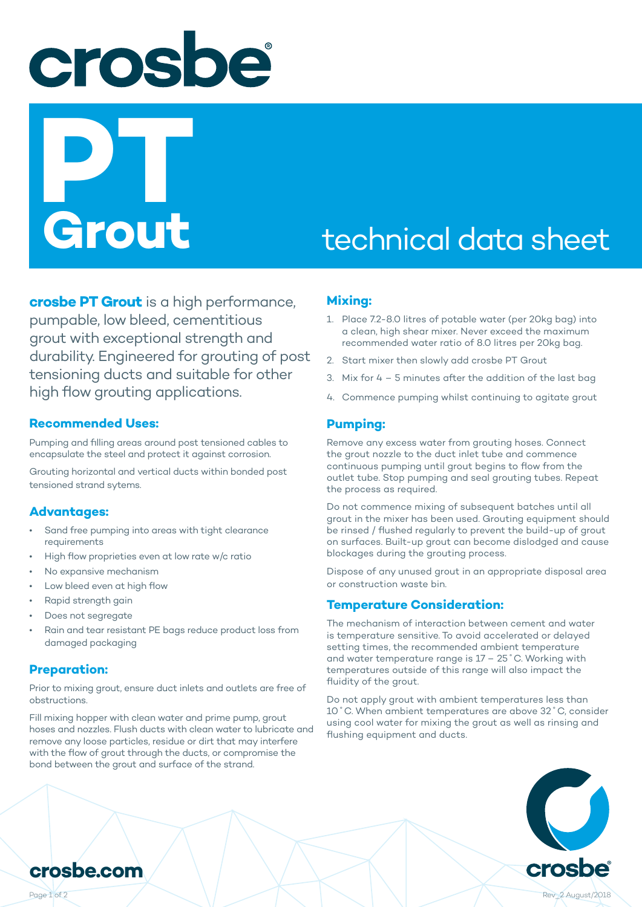# crosbe

# PT Grout

## technical data sheet

**crosbe PT Grout** is a high performance, pumpable, low bleed, cementitious grout with exceptional strength and durability. Engineered for grouting of post tensioning ducts and suitable for other high flow grouting applications.

### Recommended Uses:

Pumping and filling areas around post tensioned cables to encapsulate the steel and protect it against corrosion.

Grouting horizontal and vertical ducts within bonded post tensioned strand sytems.

### Advantages:

- Sand free pumping into areas with tight clearance requirements
- High flow proprieties even at low rate w/c ratio
- No expansive mechanism
- Low bleed even at high flow
- Rapid strength gain
- Does not segregate
- Rain and tear resistant PE bags reduce product loss from damaged packaging

### Preparation:

Prior to mixing grout, ensure duct inlets and outlets are free of obstructions.

Fill mixing hopper with clean water and prime pump, grout hoses and nozzles. Flush ducts with clean water to lubricate and remove any loose particles, residue or dirt that may interfere with the flow of grout through the ducts, or compromise the bond between the grout and surface of the strand.

### Mixing:

1. Place 7.2-8.0 litres of potable water (per 20kg bag) into a clean, high shear mixer. Never exceed the maximum recommended water ratio of 8.0 litres per 20kg bag.
2. Start mixer then slowly add crosbe PT Grout
3. Mix for 4 – 5 minutes after the addition of the last bag
4. Commence pumping whilst continuing to agitate grout

### Pumping:

Remove any excess water from grouting hoses. Connect the grout nozzle to the duct inlet tube and commence continuous pumping until grout begins to flow from the outlet tube. Stop pumping and seal grouting tubes. Repeat the process as required.

Do not commence mixing of subsequent batches until all grout in the mixer has been used. Grouting equipment should be rinsed / flushed regularly to prevent the build-up of grout on surfaces. Built-up grout can become dislodged and cause blockages during the grouting process.

Dispose of any unused grout in an appropriate disposal area or construction waste bin.

### Temperature Consideration:

The mechanism of interaction between cement and water is temperature sensitive. To avoid accelerated or delayed setting times, the recommended ambient temperature and water temperature range is 17 – 25˚C. Working with temperatures outside of this range will also impact the fluidity of the grout.

Do not apply grout with ambient temperatures less than 10˚C. When ambient temperatures are above 32˚C, consider using cool water for mixing the grout as well as rinsing and flushing equipment and ducts.

crosbe.com

Rev_2 August/2018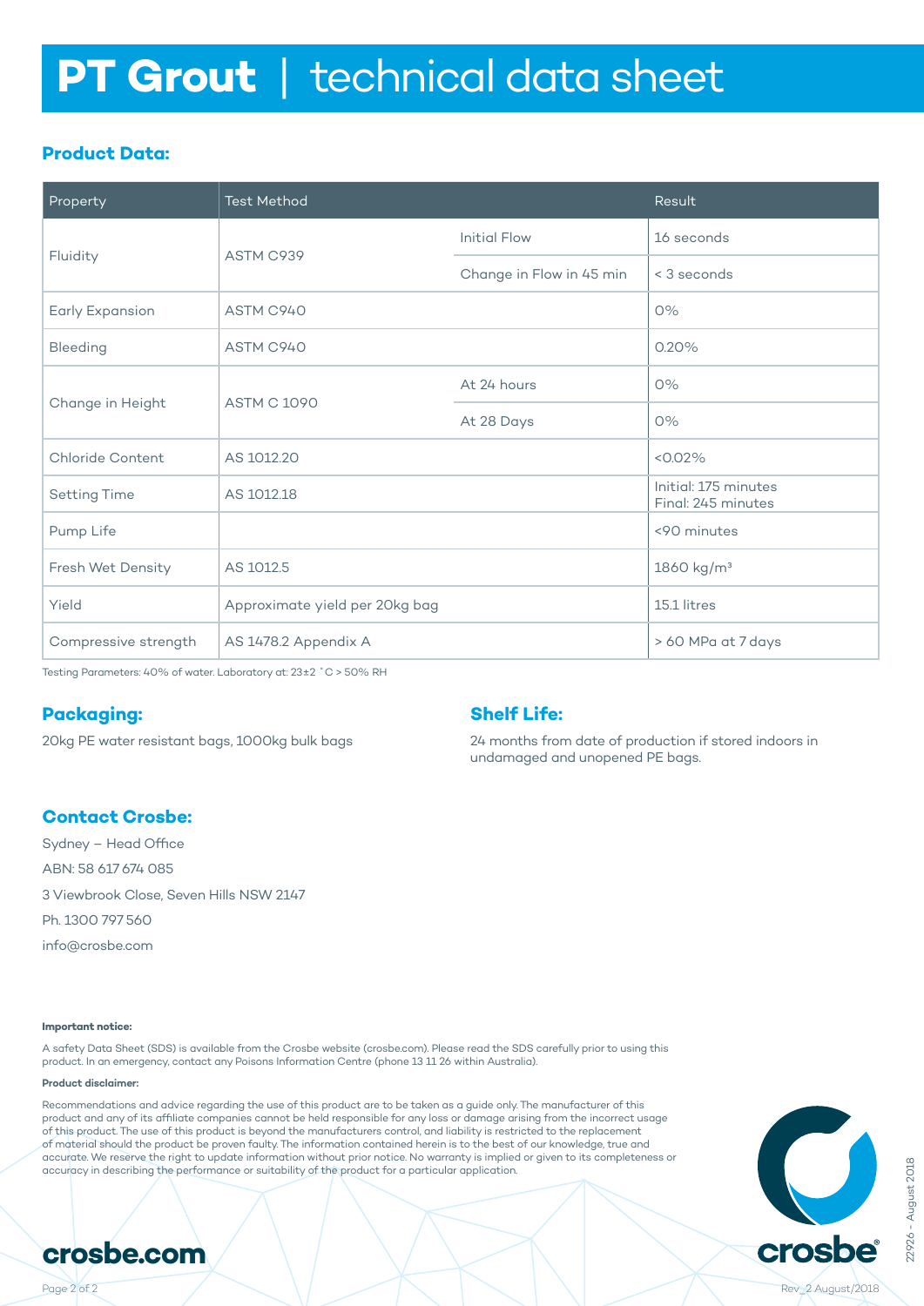# PT Grout | technical data sheet

## Product Data:

| Property | Test Method | | Result |
|---|---|---|---|
| Fluidity | ASTM C939 | Initial Flow | 16 seconds |
| | | Change in Flow in 45 min | < 3 seconds |
| Early Expansion | ASTM C940 | | 0% |
| Bleeding | ASTM C940 | | 0.20% |
| Change in Height | ASTM C 1090 | At 24 hours | 0% |
| | | At 28 Days | 0% |
| Chloride Content | AS 1012.20 | | <0.02% |
| Setting Time | AS 1012.18 | | Initial: 175 minutes<br>Final: 245 minutes |
| Pump Life | | | <90 minutes |
| Fresh Wet Density | AS 1012.5 | | 1860 kg/m³ |
| Yield | Approximate yield per 20kg bag | | 15.1 litres |
| Compressive strength | AS 1478.2 Appendix A | | > 60 MPa at 7 days |

Testing Parameters: 40% of water. Laboratory at: 23±2 °C > 50% RH

## Packaging:

20kg PE water resistant bags, 1000kg bulk bags

## Shelf Life:

24 months from date of production if stored indoors in undamaged and unopened PE bags.

## Contact Crosbe:

Sydney – Head Office

ABN: 58 617 674 085

3 Viewbrook Close, Seven Hills NSW 2147

Ph. 1300 797 560

info@crosbe.com

**Important notice:**

A safety Data Sheet (SDS) is available from the Crosbe website (crosbe.com). Please read the SDS carefully prior to using this product. In an emergency, contact any Poisons Information Centre (phone 13 11 26 within Australia).

**Product disclaimer:**

Recommendations and advice regarding the use of this product are to be taken as a guide only. The manufacturer of this product and any of its affiliate companies cannot be held responsible for any loss or damage arising from the incorrect usage of this product. The use of this product is beyond the manufacturers control, and liability is restricted to the replacement of material should the product be proven faulty. The information contained herein is to the best of our knowledge, true and accurate. We reserve the right to update information without prior notice. No warranty is implied or given to its completeness or accuracy in describing the performance or suitability of the product for a particular application.

crosbe.com

crosbe

22926 - August 2018

Rev_2 August/2018